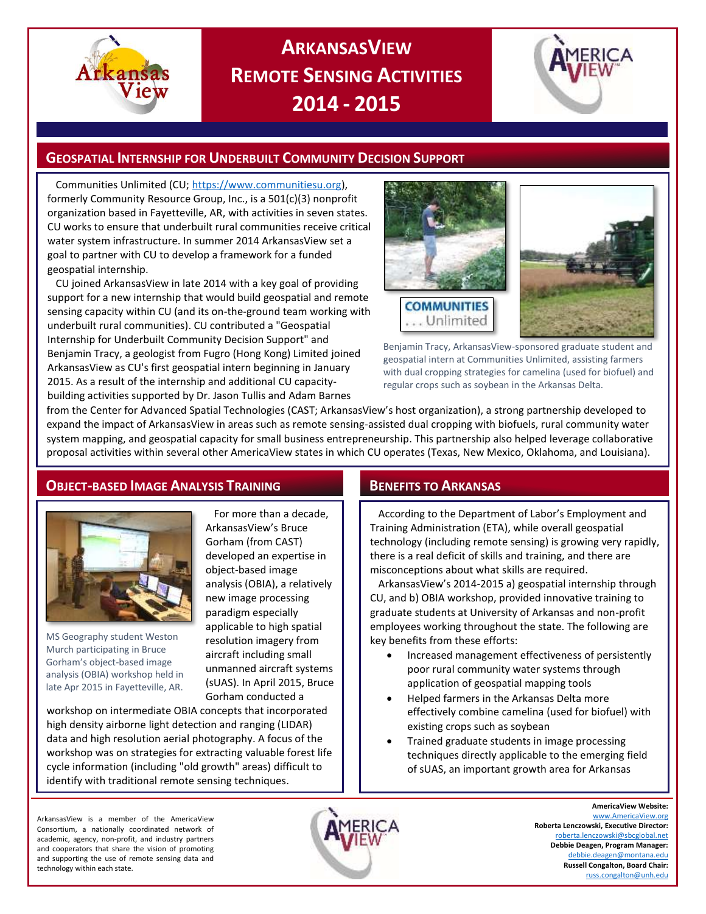# ArkansasView Remote Sensing Activities 2014 - 2015

## Geospatial Internship for Underbuilt Community Decision Support

Communities Unlimited (CU; https://www.communitiesu.org), formerly Community Resource Group, Inc., is a 501(c)(3) nonprofit organization based in Fayetteville, AR, with activities in seven states. CU works to ensure that underbuilt rural communities receive critical water system infrastructure. In summer 2014 ArkansasView set a goal to partner with CU to develop a framework for a funded geospatial internship.

CU joined ArkansasView in late 2014 with a key goal of providing support for a new internship that would build geospatial and remote sensing capacity within CU (and its on-the-ground team working with underbuilt rural communities). CU contributed a "Geospatial Internship for Underbuilt Community Decision Support" and Benjamin Tracy, a geologist from Fugro (Hong Kong) Limited joined ArkansasView as CU's first geospatial intern beginning in January 2015. As a result of the internship and additional CU capacity-building activities supported by Dr. Jason Tullis and Adam Barnes from the Center for Advanced Spatial Technologies (CAST; ArkansasView's host organization), a strong partnership developed to expand the impact of ArkansasView in areas such as remote sensing-assisted dual cropping with biofuels, rural community water system mapping, and geospatial capacity for small business entrepreneurship. This partnership also helped leverage collaborative proposal activities within several other AmericaView states in which CU operates (Texas, New Mexico, Oklahoma, and Louisiana).

Benjamin Tracy, ArkansasView-sponsored graduate student and geospatial intern at Communities Unlimited, assisting farmers with dual cropping strategies for camelina (used for biofuel) and regular crops such as soybean in the Arkansas Delta.

## Object-based Image Analysis Training

For more than a decade, ArkansasView's Bruce Gorham (from CAST) developed an expertise in object-based image analysis (OBIA), a relatively new image processing paradigm especially applicable to high spatial resolution imagery from aircraft including small unmanned aircraft systems (sUAS). In April 2015, Bruce Gorham conducted a workshop on intermediate OBIA concepts that incorporated high density airborne light detection and ranging (LIDAR) data and high resolution aerial photography. A focus of the workshop was on strategies for extracting valuable forest life cycle information (including "old growth" areas) difficult to identify with traditional remote sensing techniques.

MS Geography student Weston Murch participating in Bruce Gorham's object-based image analysis (OBIA) workshop held in late Apr 2015 in Fayetteville, AR.

## Benefits to Arkansas

According to the Department of Labor's Employment and Training Administration (ETA), while overall geospatial technology (including remote sensing) is growing very rapidly, there is a real deficit of skills and training, and there are misconceptions about what skills are required.

ArkansasView's 2014-2015 a) geospatial internship through CU, and b) OBIA workshop, provided innovative training to graduate students at University of Arkansas and non-profit employees working throughout the state. The following are key benefits from these efforts:

- Increased management effectiveness of persistently poor rural community water systems through application of geospatial mapping tools
- Helped farmers in the Arkansas Delta more effectively combine camelina (used for biofuel) with existing crops such as soybean
- Trained graduate students in image processing techniques directly applicable to the emerging field of sUAS, an important growth area for Arkansas

ArkansasView is a member of the AmericaView Consortium, a nationally coordinated network of academic, agency, non-profit, and industry partners and cooperators that share the vision of promoting and supporting the use of remote sensing data and technology within each state.

**AmericaView Website:** www.AmericaView.org
**Roberta Lenczowski, Executive Director:** roberta.lenczowski@sbcglobal.net
**Debbie Deagen, Program Manager:** debbie.deagen@montana.edu
**Russell Congalton, Board Chair:** russ.congalton@unh.edu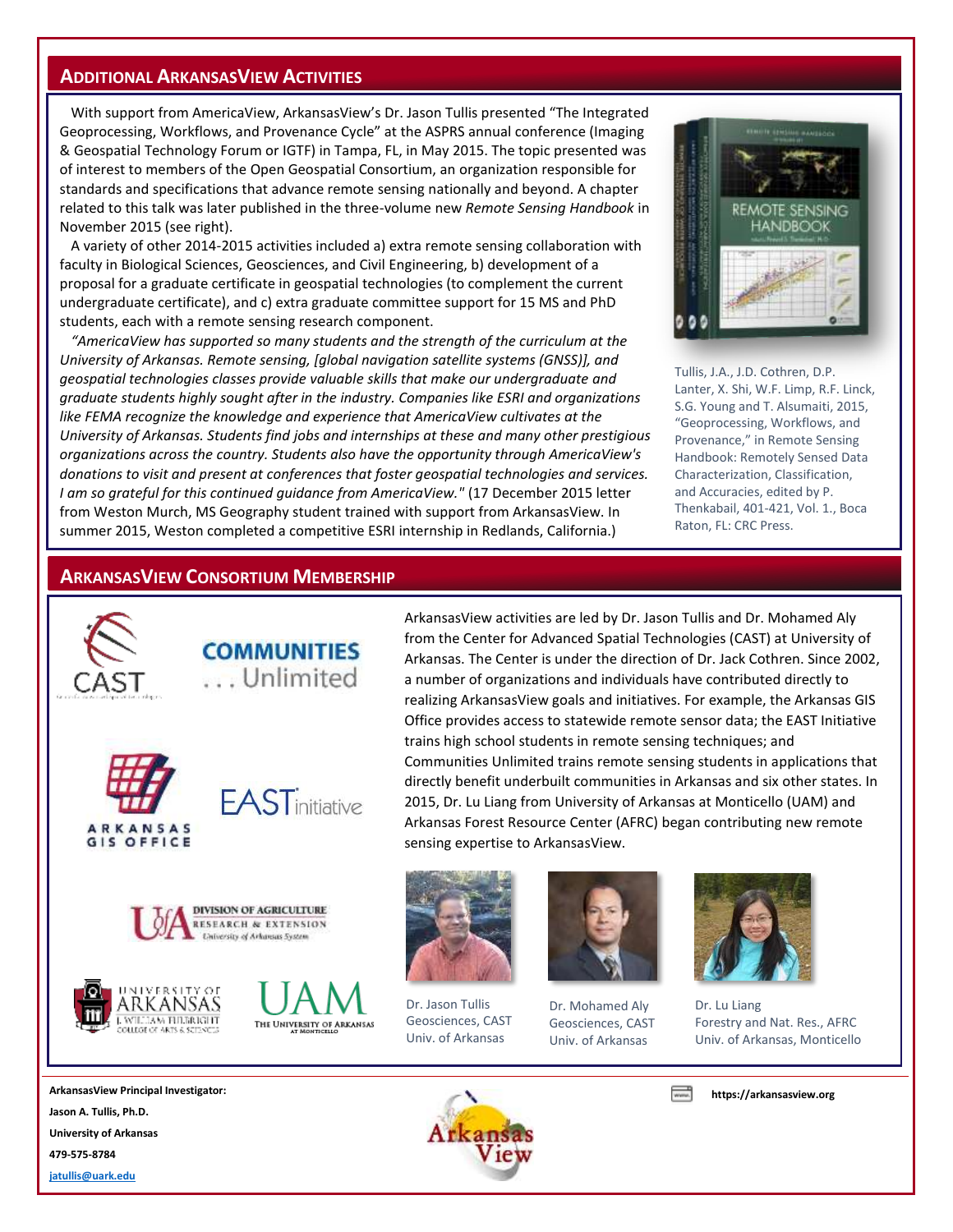## Additional ArkansasView Activities

With support from AmericaView, ArkansasView's Dr. Jason Tullis presented "The Integrated Geoprocessing, Workflows, and Provenance Cycle" at the ASPRS annual conference (Imaging & Geospatial Technology Forum or IGTF) in Tampa, FL, in May 2015. The topic presented was of interest to members of the Open Geospatial Consortium, an organization responsible for standards and specifications that advance remote sensing nationally and beyond. A chapter related to this talk was later published in the three-volume new *Remote Sensing Handbook* in November 2015 (see right).

A variety of other 2014-2015 activities included a) extra remote sensing collaboration with faculty in Biological Sciences, Geosciences, and Civil Engineering, b) development of a proposal for a graduate certificate in geospatial technologies (to complement the current undergraduate certificate), and c) extra graduate committee support for 15 MS and PhD students, each with a remote sensing research component.

*"AmericaView has supported so many students and the strength of the curriculum at the University of Arkansas. Remote sensing, [global navigation satellite systems (GNSS)], and geospatial technologies classes provide valuable skills that make our undergraduate and graduate students highly sought after in the industry. Companies like ESRI and organizations like FEMA recognize the knowledge and experience that AmericaView cultivates at the University of Arkansas. Students find jobs and internships at these and many other prestigious organizations across the country. Students also have the opportunity through AmericaView's donations to visit and present at conferences that foster geospatial technologies and services. I am so grateful for this continued guidance from AmericaView."* (17 December 2015 letter from Weston Murch, MS Geography student trained with support from ArkansasView. In summer 2015, Weston completed a competitive ESRI internship in Redlands, California.)

Tullis, J.A., J.D. Cothren, D.P. Lanter, X. Shi, W.F. Limp, R.F. Linck, S.G. Young and T. Alsumaiti, 2015, "Geoprocessing, Workflows, and Provenance," in Remote Sensing Handbook: Remotely Sensed Data Characterization, Classification, and Accuracies, edited by P. Thenkabail, 401-421, Vol. 1., Boca Raton, FL: CRC Press.

## ArkansasView Consortium Membership

ArkansasView activities are led by Dr. Jason Tullis and Dr. Mohamed Aly from the Center for Advanced Spatial Technologies (CAST) at University of Arkansas. The Center is under the direction of Dr. Jack Cothren. Since 2002, a number of organizations and individuals have contributed directly to realizing ArkansasView goals and initiatives. For example, the Arkansas GIS Office provides access to statewide remote sensor data; the EAST Initiative trains high school students in remote sensing techniques; and Communities Unlimited trains remote sensing students in applications that directly benefit underbuilt communities in Arkansas and six other states. In 2015, Dr. Lu Liang from University of Arkansas at Monticello (UAM) and Arkansas Forest Resource Center (AFRC) began contributing new remote sensing expertise to ArkansasView.

Dr. Jason Tullis
Geosciences, CAST
Univ. of Arkansas

Dr. Mohamed Aly
Geosciences, CAST
Univ. of Arkansas

Dr. Lu Liang
Forestry and Nat. Res., AFRC
Univ. of Arkansas, Monticello

**ArkansasView Principal Investigator:**
**Jason A. Tullis, Ph.D.**
**University of Arkansas**
**479-575-8784**
**jatullis@uark.edu**

**https://arkansasview.org**